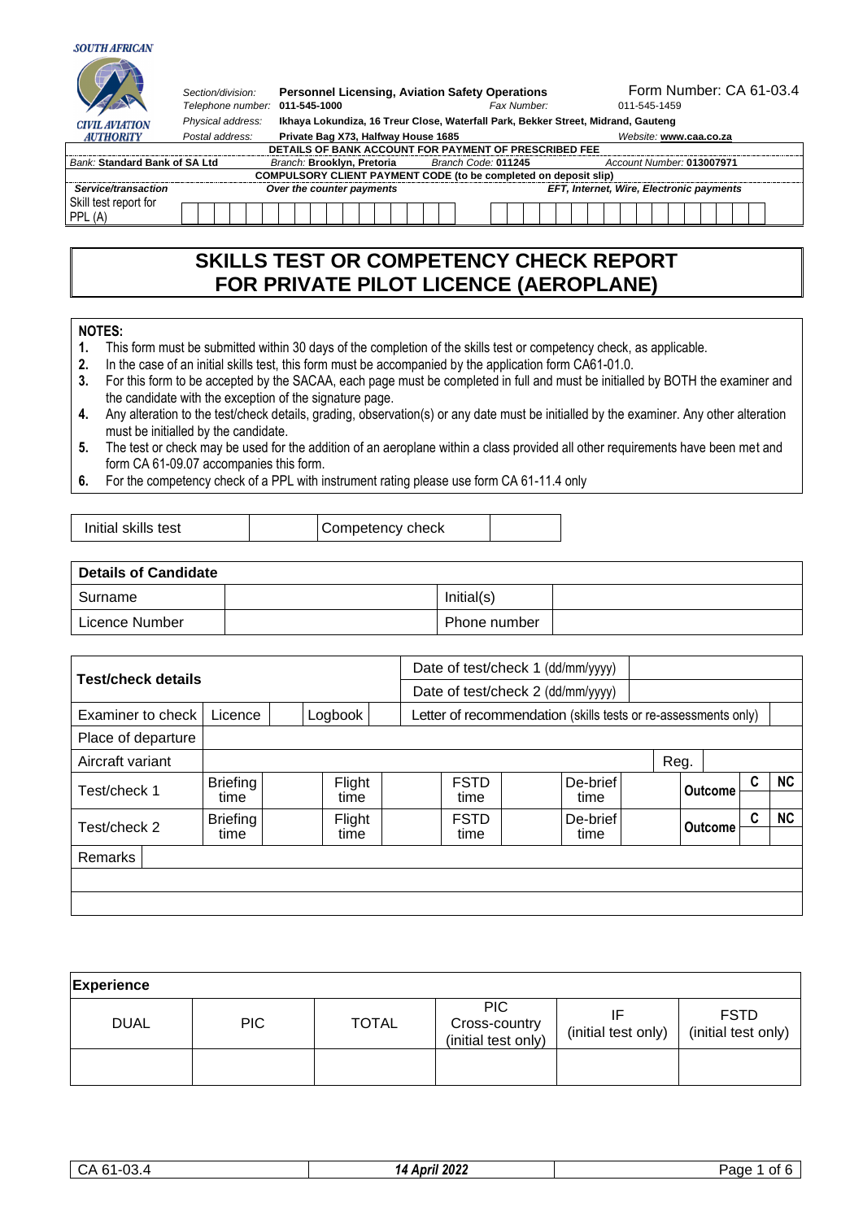SOUTH AFRICAN CIVIL AVIATION AUTHORITY

| Section/division: | Personnel Licensing, Aviation Safety Operations | | Form Number: CA 61-03.4 |
|---|---|---|---|
| Telephone number: | 011-545-1000 | Fax Number: | 011-545-1459 |
| Physical address: | Ikhaya Lokundiza, 16 Treur Close, Waterfall Park, Bekker Street, Midrand, Gauteng | | |
| Postal address: | Private Bag X73, Halfway House 1685 | Website: | www.caa.co.za |

| DETAILS OF BANK ACCOUNT FOR PAYMENT OF PRESCRIBED FEE | | | |
|---|---|---|---|
| Bank: Standard Bank of SA Ltd | Branch: Brooklyn, Pretoria | Branch Code: 011245 | Account Number: 013007971 |

| COMPULSORY CLIENT PAYMENT CODE (to be completed on deposit slip) | | |
|---|---|---|
| *Service/transaction* | *Over the counter payments* | *EFT, Internet, Wire, Electronic payments* |
| Skill test report for PPL (A) | | |

# SKILLS TEST OR COMPETENCY CHECK REPORT FOR PRIVATE PILOT LICENCE (AEROPLANE)

**NOTES:**

1. This form must be submitted within 30 days of the completion of the skills test or competency check, as applicable.
2. In the case of an initial skills test, this form must be accompanied by the application form CA61-01.0.
3. For this form to be accepted by the SACAA, each page must be completed in full and must be initialled by BOTH the examiner and the candidate with the exception of the signature page.
4. Any alteration to the test/check details, grading, observation(s) or any date must be initialled by the examiner. Any other alteration must be initialled by the candidate.
5. The test or check may be used for the addition of an aeroplane within a class provided all other requirements have been met and form CA 61-09.07 accompanies this form.
6. For the competency check of a PPL with instrument rating please use form CA 61-11.4 only

| Initial skills test | | Competency check | |
|---|---|---|---|

| **Details of Candidate** | | | |
|---|---|---|---|
| Surname | | Initial(s) | |
| Licence Number | | Phone number | |

| **Test/check details** | | | | | | | | | | | | |
|---|---|---|---|---|---|---|---|---|---|---|---|---|
| | | | | Date of test/check 1 (dd/mm/yyyy) | | | | | | | | |
| | | | | Date of test/check 2 (dd/mm/yyyy) | | | | | | | | |
| Examiner to check | Licence | | Logbook | | Letter of recommendation (skills tests or re-assessments only) | | | | | | | |
| Place of departure | | | | | | | | | | | | |
| Aircraft variant | | | | | | | | | Reg. | | | |
| Test/check 1 | Briefing time | | Flight time | | FSTD time | | De-brief time | | Outcome | | C | NC |
| Test/check 2 | Briefing time | | Flight time | | FSTD time | | De-brief time | | Outcome | | C | NC |
| Remarks | | | | | | | | | | | | |
| | | | | | | | | | | | | |
| | | | | | | | | | | | | |

| **Experience** | | | | | |
|---|---|---|---|---|---|
| DUAL | PIC | TOTAL | PIC Cross-country (initial test only) | IF (initial test only) | FSTD (initial test only) |
| | | | | | |

| CA 61-03.4 | *14 April 2022* |
|---|---|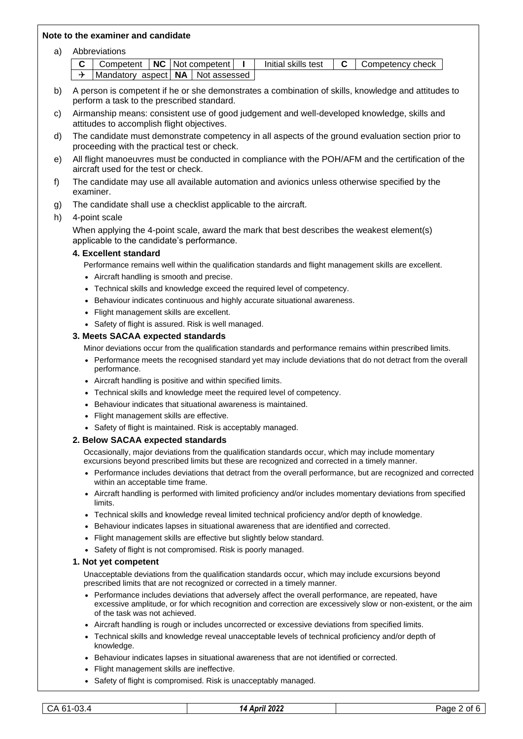**Note to the examiner and candidate**

a) Abbreviations

| C | Competent | NC | Not competent | I | Initial skills test | C | Competency check |
|---|---|---|---|---|---|---|---|
| ✈ | Mandatory aspect | NA | Not assessed | | | | |

b) A person is competent if he or she demonstrates a combination of skills, knowledge and attitudes to perform a task to the prescribed standard.

c) Airmanship means: consistent use of good judgement and well-developed knowledge, skills and attitudes to accomplish flight objectives.

d) The candidate must demonstrate competency in all aspects of the ground evaluation section prior to proceeding with the practical test or check.

e) All flight manoeuvres must be conducted in compliance with the POH/AFM and the certification of the aircraft used for the test or check.

f) The candidate may use all available automation and avionics unless otherwise specified by the examiner.

g) The candidate shall use a checklist applicable to the aircraft.

h) 4-point scale

When applying the 4-point scale, award the mark that best describes the weakest element(s) applicable to the candidate's performance.

**4. Excellent standard**

Performance remains well within the qualification standards and flight management skills are excellent.

- Aircraft handling is smooth and precise.
- Technical skills and knowledge exceed the required level of competency.
- Behaviour indicates continuous and highly accurate situational awareness.
- Flight management skills are excellent.
- Safety of flight is assured. Risk is well managed.

**3. Meets SACAA expected standards**

Minor deviations occur from the qualification standards and performance remains within prescribed limits.

- Performance meets the recognised standard yet may include deviations that do not detract from the overall performance.
- Aircraft handling is positive and within specified limits.
- Technical skills and knowledge meet the required level of competency.
- Behaviour indicates that situational awareness is maintained.
- Flight management skills are effective.
- Safety of flight is maintained. Risk is acceptably managed.

**2. Below SACAA expected standards**

Occasionally, major deviations from the qualification standards occur, which may include momentary excursions beyond prescribed limits but these are recognized and corrected in a timely manner.

- Performance includes deviations that detract from the overall performance, but are recognized and corrected within an acceptable time frame.
- Aircraft handling is performed with limited proficiency and/or includes momentary deviations from specified limits.
- Technical skills and knowledge reveal limited technical proficiency and/or depth of knowledge.
- Behaviour indicates lapses in situational awareness that are identified and corrected.
- Flight management skills are effective but slightly below standard.
- Safety of flight is not compromised. Risk is poorly managed.

**1. Not yet competent**

Unacceptable deviations from the qualification standards occur, which may include excursions beyond prescribed limits that are not recognized or corrected in a timely manner.

- Performance includes deviations that adversely affect the overall performance, are repeated, have excessive amplitude, or for which recognition and correction are excessively slow or non-existent, or the aim of the task was not achieved.
- Aircraft handling is rough or includes uncorrected or excessive deviations from specified limits.
- Technical skills and knowledge reveal unacceptable levels of technical proficiency and/or depth of knowledge.
- Behaviour indicates lapses in situational awareness that are not identified or corrected.
- Flight management skills are ineffective.
- Safety of flight is compromised. Risk is unacceptably managed.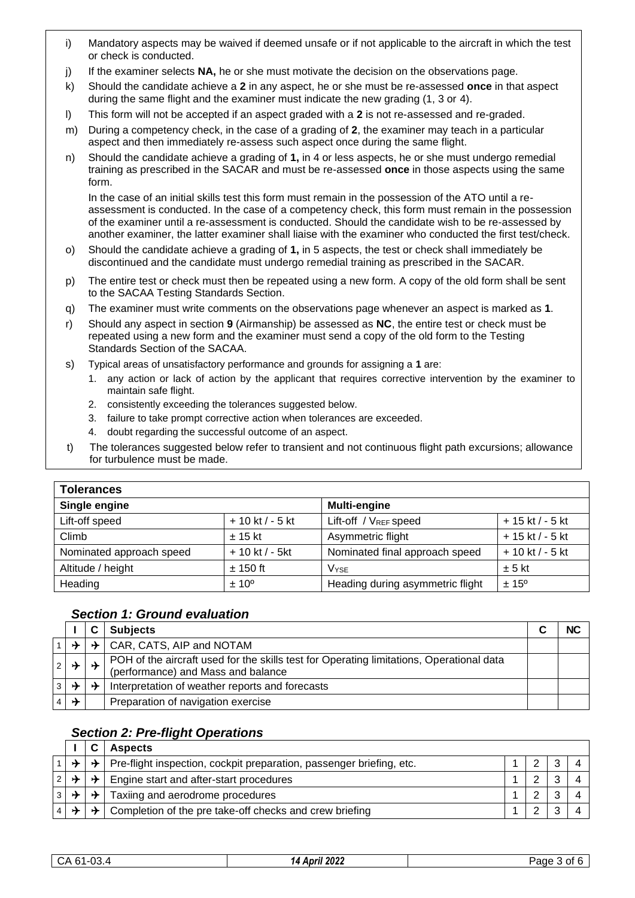i) Mandatory aspects may be waived if deemed unsafe or if not applicable to the aircraft in which the test or check is conducted.

j) If the examiner selects **NA,** he or she must motivate the decision on the observations page.

k) Should the candidate achieve a **2** in any aspect, he or she must be re-assessed **once** in that aspect during the same flight and the examiner must indicate the new grading (1, 3 or 4).

l) This form will not be accepted if an aspect graded with a **2** is not re-assessed and re-graded.

m) During a competency check, in the case of a grading of **2**, the examiner may teach in a particular aspect and then immediately re-assess such aspect once during the same flight.

n) Should the candidate achieve a grading of **1,** in 4 or less aspects, he or she must undergo remedial training as prescribed in the SACAR and must be re-assessed **once** in those aspects using the same form.

In the case of an initial skills test this form must remain in the possession of the ATO until a re-assessment is conducted. In the case of a competency check, this form must remain in the possession of the examiner until a re-assessment is conducted. Should the candidate wish to be re-assessed by another examiner, the latter examiner shall liaise with the examiner who conducted the first test/check.

o) Should the candidate achieve a grading of **1,** in 5 aspects, the test or check shall immediately be discontinued and the candidate must undergo remedial training as prescribed in the SACAR.

p) The entire test or check must then be repeated using a new form. A copy of the old form shall be sent to the SACAA Testing Standards Section.

q) The examiner must write comments on the observations page whenever an aspect is marked as **1**.

r) Should any aspect in section **9** (Airmanship) be assessed as **NC**, the entire test or check must be repeated using a new form and the examiner must send a copy of the old form to the Testing Standards Section of the SACAA.

s) Typical areas of unsatisfactory performance and grounds for assigning a **1** are:
   1. any action or lack of action by the applicant that requires corrective intervention by the examiner to maintain safe flight.
   2. consistently exceeding the tolerances suggested below.
   3. failure to take prompt corrective action when tolerances are exceeded.
   4. doubt regarding the successful outcome of an aspect.

t) The tolerances suggested below refer to transient and not continuous flight path excursions; allowance for turbulence must be made.

| **Tolerances** | | | |
|---|---|---|---|
| **Single engine** | | **Multi-engine** | |
| Lift-off speed | + 10 kt / - 5 kt | Lift-off / $V_{REF}$ speed | + 15 kt / - 5 kt |
| Climb | ± 15 kt | Asymmetric flight | + 15 kt / - 5 kt |
| Nominated approach speed | + 10 kt / - 5kt | Nominated final approach speed | + 10 kt / - 5 kt |
| Altitude / height | ± 150 ft | $V_{YSE}$ | ± 5 kt |
| Heading | ± 10º | Heading during asymmetric flight | ± 15º |

### *Section 1: Ground evaluation*

| | I | C | Subjects | C | NC |
|---|---|---|---|---|---|
| 1 | ✈ | ✈ | CAR, CATS, AIP and NOTAM | | |
| 2 | ✈ | ✈ | POH of the aircraft used for the skills test for Operating limitations, Operational data (performance) and Mass and balance | | |
| 3 | ✈ | ✈ | Interpretation of weather reports and forecasts | | |
| 4 | ✈ | | Preparation of navigation exercise | | |

### *Section 2: Pre-flight Operations*

| | I | C | Aspects | | | | |
|---|---|---|---|---|---|---|---|
| 1 | ✈ | ✈ | Pre-flight inspection, cockpit preparation, passenger briefing, etc. | 1 | 2 | 3 | 4 |
| 2 | ✈ | ✈ | Engine start and after-start procedures | 1 | 2 | 3 | 4 |
| 3 | ✈ | ✈ | Taxiing and aerodrome procedures | 1 | 2 | 3 | 4 |
| 4 | ✈ | ✈ | Completion of the pre take-off checks and crew briefing | 1 | 2 | 3 | 4 |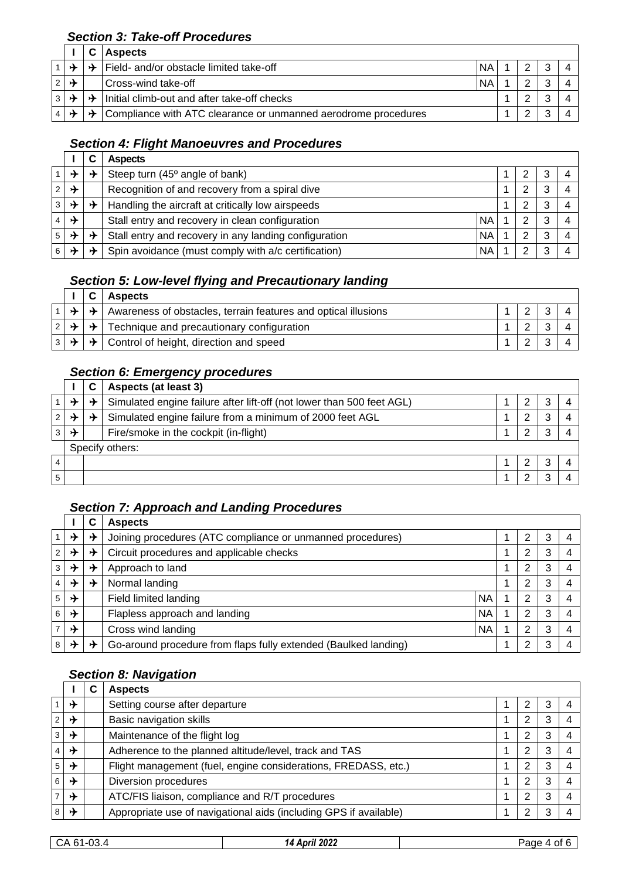### *Section 3: Take-off Procedures*

| | I | C | Aspects | | | | | |
|---|---|---|---|---|---|---|---|---|
| 1 | ✈ | ✈ | Field- and/or obstacle limited take-off | NA | 1 | 2 | 3 | 4 |
| 2 | ✈ | | Cross-wind take-off | NA | 1 | 2 | 3 | 4 |
| 3 | ✈ | ✈ | Initial climb-out and after take-off checks | | 1 | 2 | 3 | 4 |
| 4 | ✈ | ✈ | Compliance with ATC clearance or unmanned aerodrome procedures | | 1 | 2 | 3 | 4 |

### *Section 4: Flight Manoeuvres and Procedures*

| | I | C | Aspects | | | | | |
|---|---|---|---|---|---|---|---|---|
| 1 | ✈ | ✈ | Steep turn (45º angle of bank) | | 1 | 2 | 3 | 4 |
| 2 | ✈ | | Recognition of and recovery from a spiral dive | | 1 | 2 | 3 | 4 |
| 3 | ✈ | ✈ | Handling the aircraft at critically low airspeeds | | 1 | 2 | 3 | 4 |
| 4 | ✈ | | Stall entry and recovery in clean configuration | NA | 1 | 2 | 3 | 4 |
| 5 | ✈ | ✈ | Stall entry and recovery in any landing configuration | NA | 1 | 2 | 3 | 4 |
| 6 | ✈ | ✈ | Spin avoidance (must comply with a/c certification) | NA | 1 | 2 | 3 | 4 |

### *Section 5: Low-level flying and Precautionary landing*

| | I | C | Aspects | | | | |
|---|---|---|---|---|---|---|---|
| 1 | ✈ | ✈ | Awareness of obstacles, terrain features and optical illusions | 1 | 2 | 3 | 4 |
| 2 | ✈ | ✈ | Technique and precautionary configuration | 1 | 2 | 3 | 4 |
| 3 | ✈ | ✈ | Control of height, direction and speed | 1 | 2 | 3 | 4 |

### *Section 6: Emergency procedures*

| | I | C | Aspects (at least 3) | | | | |
|---|---|---|---|---|---|---|---|
| 1 | ✈ | ✈ | Simulated engine failure after lift-off (not lower than 500 feet AGL) | 1 | 2 | 3 | 4 |
| 2 | ✈ | ✈ | Simulated engine failure from a minimum of 2000 feet AGL | 1 | 2 | 3 | 4 |
| 3 | ✈ | | Fire/smoke in the cockpit (in-flight) | 1 | 2 | 3 | 4 |
| | Specify others: | | | | | | |
| 4 | | | | 1 | 2 | 3 | 4 |
| 5 | | | | 1 | 2 | 3 | 4 |

### *Section 7: Approach and Landing Procedures*

| | I | C | Aspects | | | | | |
|---|---|---|---|---|---|---|---|---|
| 1 | ✈ | ✈ | Joining procedures (ATC compliance or unmanned procedures) | | 1 | 2 | 3 | 4 |
| 2 | ✈ | ✈ | Circuit procedures and applicable checks | | 1 | 2 | 3 | 4 |
| 3 | ✈ | ✈ | Approach to land | | 1 | 2 | 3 | 4 |
| 4 | ✈ | ✈ | Normal landing | | 1 | 2 | 3 | 4 |
| 5 | ✈ | | Field limited landing | NA | 1 | 2 | 3 | 4 |
| 6 | ✈ | | Flapless approach and landing | NA | 1 | 2 | 3 | 4 |
| 7 | ✈ | | Cross wind landing | NA | 1 | 2 | 3 | 4 |
| 8 | ✈ | ✈ | Go-around procedure from flaps fully extended (Baulked landing) | | 1 | 2 | 3 | 4 |

### *Section 8: Navigation*

| | I | C | Aspects | | | | |
|---|---|---|---|---|---|---|---|
| 1 | ✈ | | Setting course after departure | 1 | 2 | 3 | 4 |
| 2 | ✈ | | Basic navigation skills | 1 | 2 | 3 | 4 |
| 3 | ✈ | | Maintenance of the flight log | 1 | 2 | 3 | 4 |
| 4 | ✈ | | Adherence to the planned altitude/level, track and TAS | 1 | 2 | 3 | 4 |
| 5 | ✈ | | Flight management (fuel, engine considerations, FREDASS, etc.) | 1 | 2 | 3 | 4 |
| 6 | ✈ | | Diversion procedures | 1 | 2 | 3 | 4 |
| 7 | ✈ | | ATC/FIS liaison, compliance and R/T procedures | 1 | 2 | 3 | 4 |
| 8 | ✈ | | Appropriate use of navigational aids (including GPS if available) | 1 | 2 | 3 | 4 |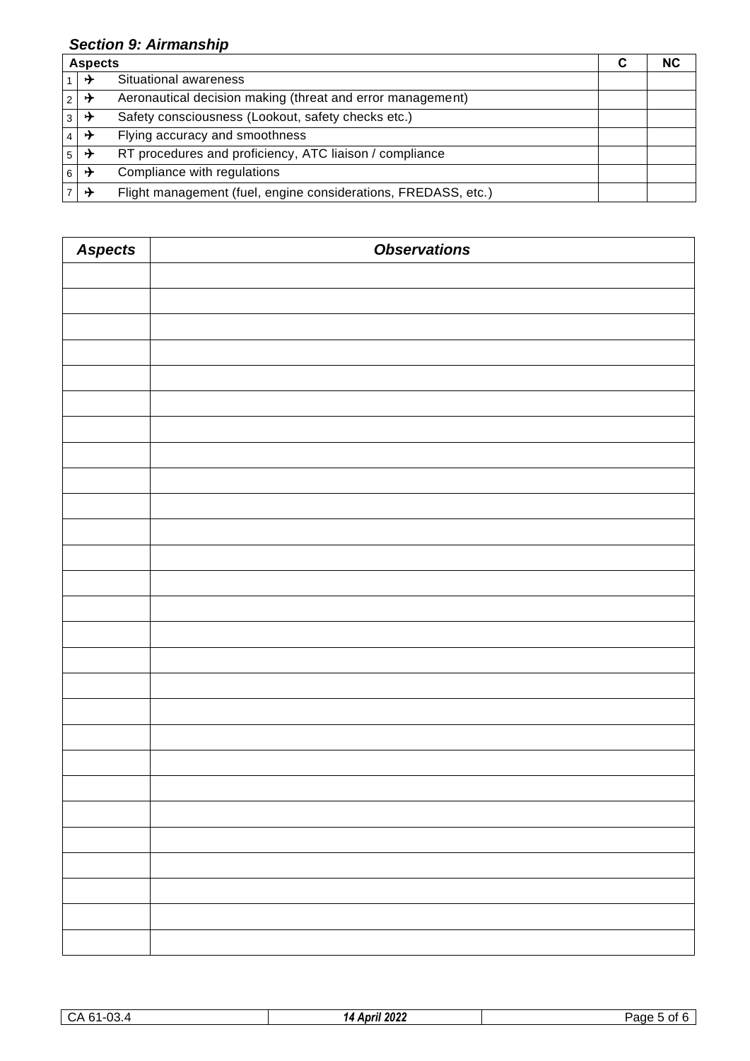### *Section 9: Airmanship*

| | | Aspects | C | NC |
|---|---|---|---|---|
| 1 | ✈ | Situational awareness | | |
| 2 | ✈ | Aeronautical decision making (threat and error management) | | |
| 3 | ✈ | Safety consciousness (Lookout, safety checks etc.) | | |
| 4 | ✈ | Flying accuracy and smoothness | | |
| 5 | ✈ | RT procedures and proficiency, ATC liaison / compliance | | |
| 6 | ✈ | Compliance with regulations | | |
| 7 | ✈ | Flight management (fuel, engine considerations, FREDASS, etc.) | | |

| *Aspects* | *Observations* |
|---|---|
| | |
| | |
| | |
| | |
| | |
| | |
| | |
| | |
| | |
| | |
| | |
| | |
| | |
| | |
| | |
| | |
| | |
| | |
| | |
| | |
| | |
| | |
| | |
| | |
| | |
| | |
| | |

CA 61-03.4 | *14 April 2022*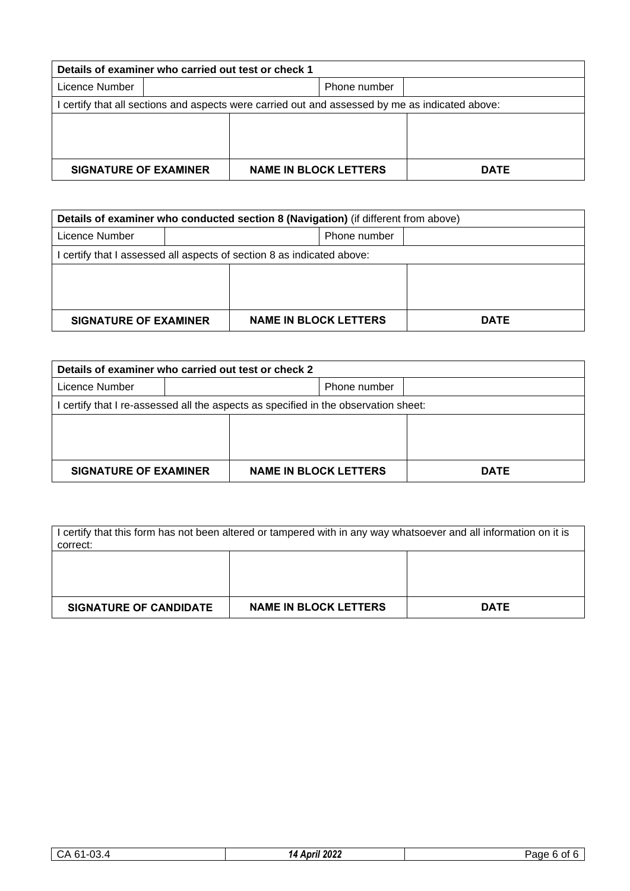| Details of examiner who carried out test or check 1 | | | |
|---|---|---|---|
| Licence Number | | Phone number | |
| I certify that all sections and aspects were carried out and assessed by me as indicated above: | | | |
| | | | |
| **SIGNATURE OF EXAMINER** | **NAME IN BLOCK LETTERS** | | **DATE** |

| **Details of examiner who conducted section 8 (Navigation)** (if different from above) | | | |
|---|---|---|---|
| Licence Number | | Phone number | |
| I certify that I assessed all aspects of section 8 as indicated above: | | | |
| | | | |
| **SIGNATURE OF EXAMINER** | **NAME IN BLOCK LETTERS** | | **DATE** |

| Details of examiner who carried out test or check 2 | | | |
|---|---|---|---|
| Licence Number | | Phone number | |
| I certify that I re-assessed all the aspects as specified in the observation sheet: | | | |
| | | | |
| **SIGNATURE OF EXAMINER** | **NAME IN BLOCK LETTERS** | | **DATE** |

| I certify that this form has not been altered or tampered with in any way whatsoever and all information on it is correct: | | |
|---|---|---|
| | | |
| **SIGNATURE OF CANDIDATE** | **NAME IN BLOCK LETTERS** | **DATE** |